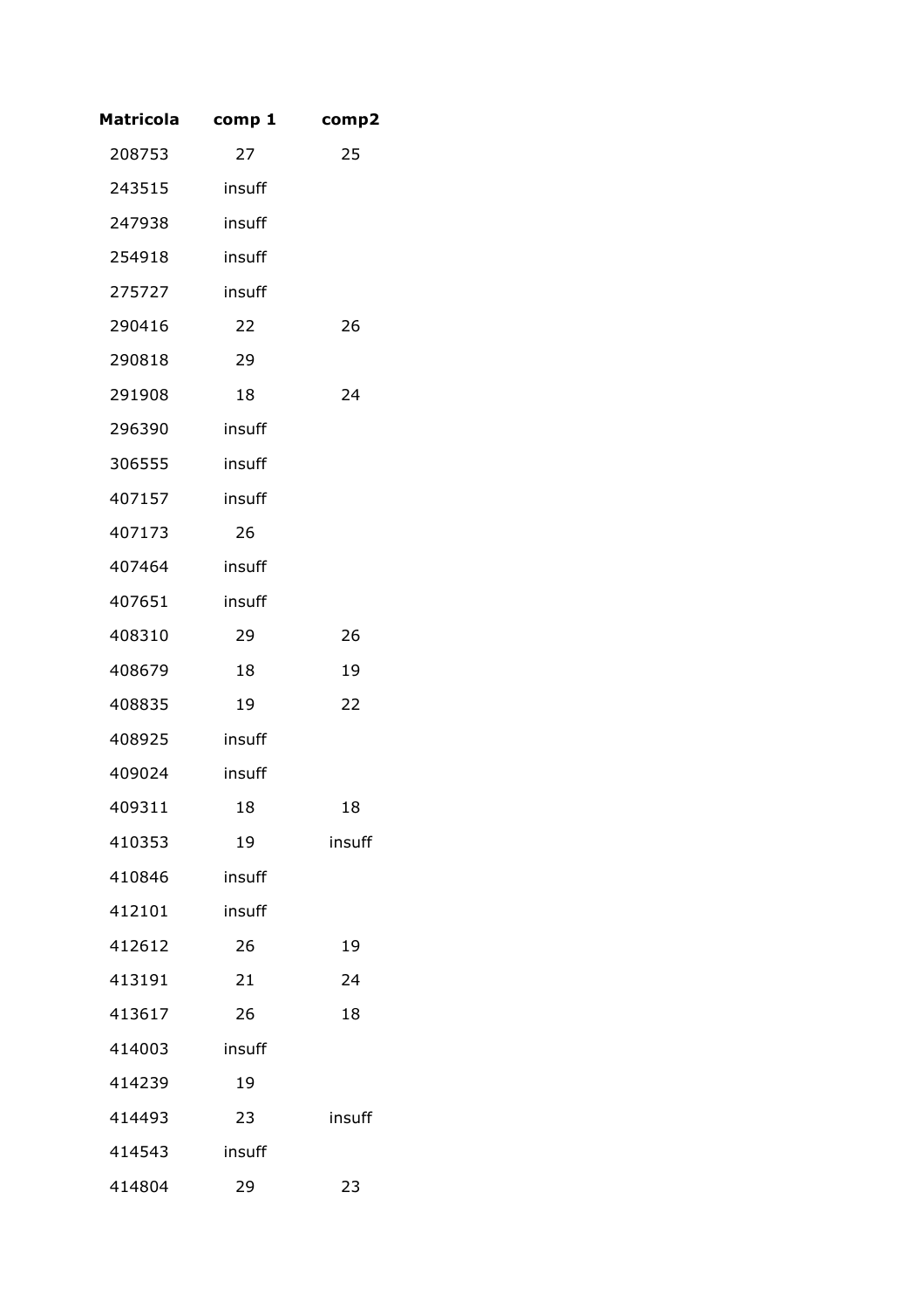| Matricola | comp 1 | comp2 |
|---|---|---|
| 208753 | 27 | 25 |
| 243515 | insuff | |
| 247938 | insuff | |
| 254918 | insuff | |
| 275727 | insuff | |
| 290416 | 22 | 26 |
| 290818 | 29 | |
| 291908 | 18 | 24 |
| 296390 | insuff | |
| 306555 | insuff | |
| 407157 | insuff | |
| 407173 | 26 | |
| 407464 | insuff | |
| 407651 | insuff | |
| 408310 | 29 | 26 |
| 408679 | 18 | 19 |
| 408835 | 19 | 22 |
| 408925 | insuff | |
| 409024 | insuff | |
| 409311 | 18 | 18 |
| 410353 | 19 | insuff |
| 410846 | insuff | |
| 412101 | insuff | |
| 412612 | 26 | 19 |
| 413191 | 21 | 24 |
| 413617 | 26 | 18 |
| 414003 | insuff | |
| 414239 | 19 | |
| 414493 | 23 | insuff |
| 414543 | insuff | |
| 414804 | 29 | 23 |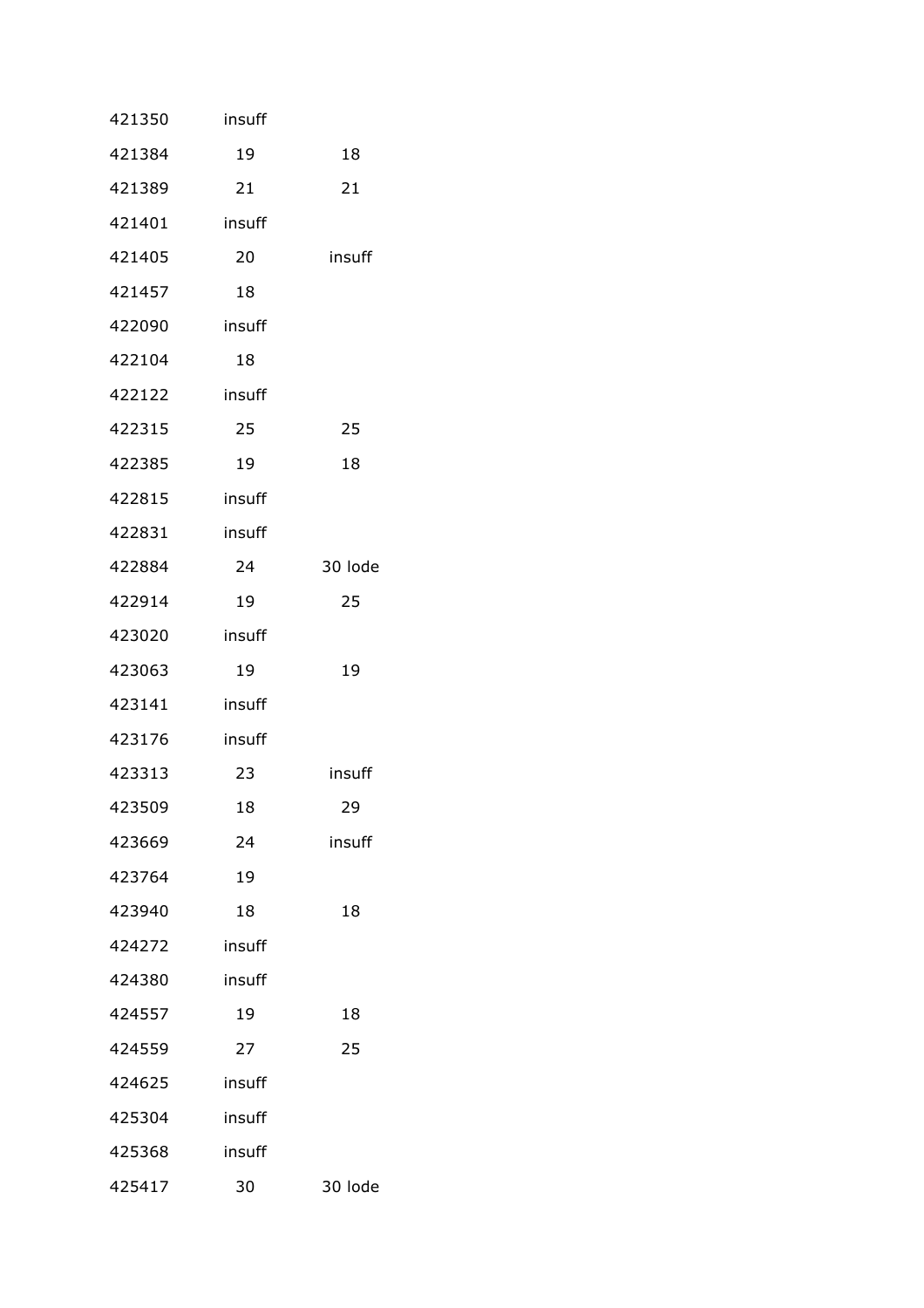| | | |
|---|---|---|
| 421350 | insuff | |
| 421384 | 19 | 18 |
| 421389 | 21 | 21 |
| 421401 | insuff | |
| 421405 | 20 | insuff |
| 421457 | 18 | |
| 422090 | insuff | |
| 422104 | 18 | |
| 422122 | insuff | |
| 422315 | 25 | 25 |
| 422385 | 19 | 18 |
| 422815 | insuff | |
| 422831 | insuff | |
| 422884 | 24 | 30 lode |
| 422914 | 19 | 25 |
| 423020 | insuff | |
| 423063 | 19 | 19 |
| 423141 | insuff | |
| 423176 | insuff | |
| 423313 | 23 | insuff |
| 423509 | 18 | 29 |
| 423669 | 24 | insuff |
| 423764 | 19 | |
| 423940 | 18 | 18 |
| 424272 | insuff | |
| 424380 | insuff | |
| 424557 | 19 | 18 |
| 424559 | 27 | 25 |
| 424625 | insuff | |
| 425304 | insuff | |
| 425368 | insuff | |
| 425417 | 30 | 30 lode |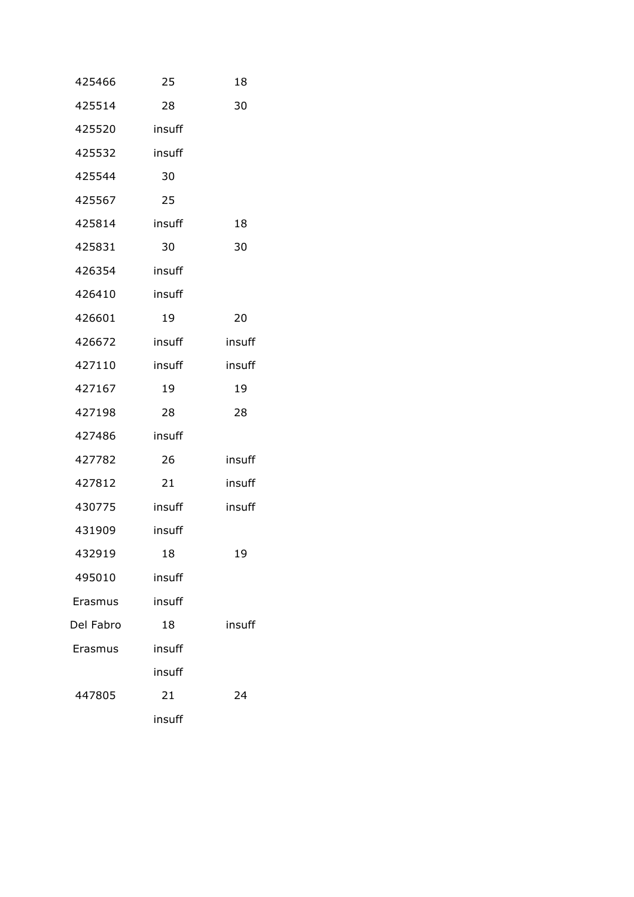| | | |
|---|---|---|
| 425466 | 25 | 18 |
| 425514 | 28 | 30 |
| 425520 | insuff | |
| 425532 | insuff | |
| 425544 | 30 | |
| 425567 | 25 | |
| 425814 | insuff | 18 |
| 425831 | 30 | 30 |
| 426354 | insuff | |
| 426410 | insuff | |
| 426601 | 19 | 20 |
| 426672 | insuff | insuff |
| 427110 | insuff | insuff |
| 427167 | 19 | 19 |
| 427198 | 28 | 28 |
| 427486 | insuff | |
| 427782 | 26 | insuff |
| 427812 | 21 | insuff |
| 430775 | insuff | insuff |
| 431909 | insuff | |
| 432919 | 18 | 19 |
| 495010 | insuff | |
| Erasmus | insuff | |
| Del Fabro | 18 | insuff |
| Erasmus | insuff | |
| | insuff | |
| 447805 | 21 | 24 |
| | insuff | |